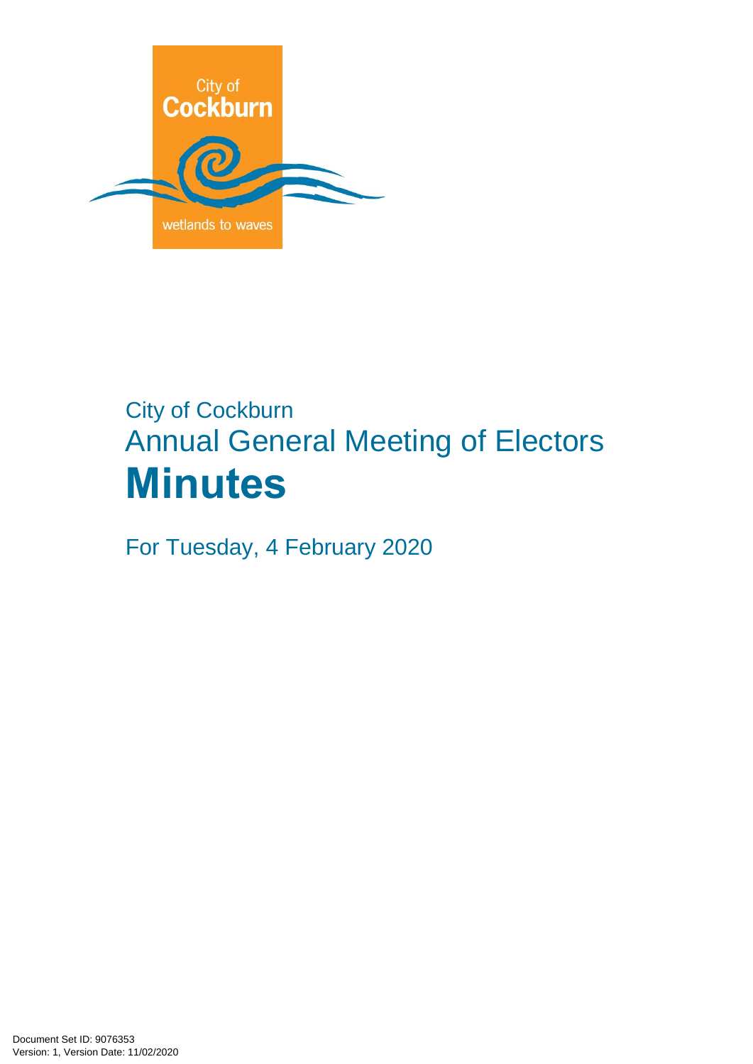City of Cockburn

wetlands to waves

City of Cockburn

Annual General Meeting of Electors

# Minutes

For Tuesday, 4 February 2020

Document Set ID: 9076353
Version: 1, Version Date: 11/02/2020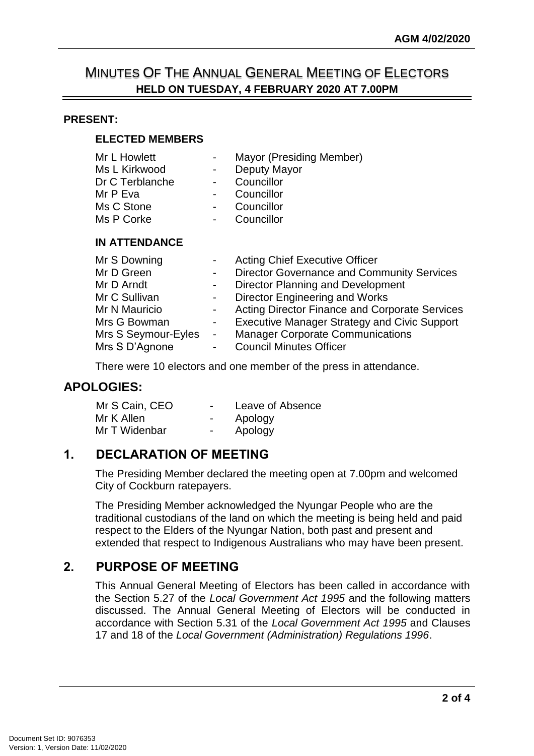# MINUTES OF THE ANNUAL GENERAL MEETING OF ELECTORS

**HELD ON TUESDAY, 4 FEBRUARY 2020 AT 7.00PM**

**PRESENT:**

**ELECTED MEMBERS**

| | | |
|---|---|---|
| Mr L Howlett | - | Mayor (Presiding Member) |
| Ms L Kirkwood | - | Deputy Mayor |
| Dr C Terblanche | - | Councillor |
| Mr P Eva | - | Councillor |
| Ms C Stone | - | Councillor |
| Ms P Corke | - | Councillor |

**IN ATTENDANCE**

| | | |
|---|---|---|
| Mr S Downing | - | Acting Chief Executive Officer |
| Mr D Green | - | Director Governance and Community Services |
| Mr D Arndt | - | Director Planning and Development |
| Mr C Sullivan | - | Director Engineering and Works |
| Mr N Mauricio | - | Acting Director Finance and Corporate Services |
| Mrs G Bowman | - | Executive Manager Strategy and Civic Support |
| Mrs S Seymour-Eyles | - | Manager Corporate Communications |
| Mrs S D'Agnone | - | Council Minutes Officer |

There were 10 electors and one member of the press in attendance.

## APOLOGIES:

| | | |
|---|---|---|
| Mr S Cain, CEO | - | Leave of Absence |
| Mr K Allen | - | Apology |
| Mr T Widenbar | - | Apology |

## 1. DECLARATION OF MEETING

The Presiding Member declared the meeting open at 7.00pm and welcomed City of Cockburn ratepayers.

The Presiding Member acknowledged the Nyungar People who are the traditional custodians of the land on which the meeting is being held and paid respect to the Elders of the Nyungar Nation, both past and present and extended that respect to Indigenous Australians who may have been present.

## 2. PURPOSE OF MEETING

This Annual General Meeting of Electors has been called in accordance with the Section 5.27 of the *Local Government Act 1995* and the following matters discussed. The Annual General Meeting of Electors will be conducted in accordance with Section 5.31 of the *Local Government Act 1995* and Clauses 17 and 18 of the *Local Government (Administration) Regulations 1996*.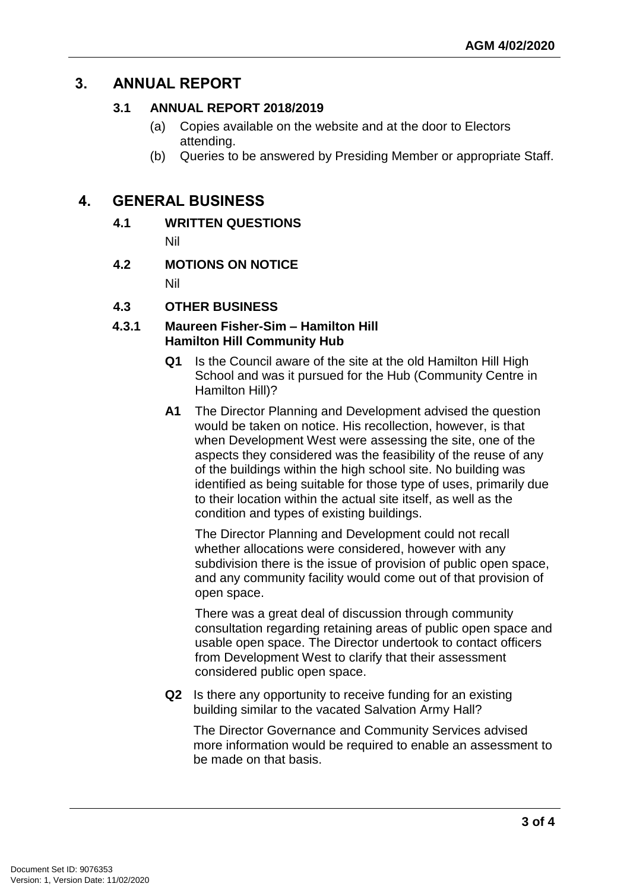## 3. ANNUAL REPORT

### 3.1 ANNUAL REPORT 2018/2019

(a) Copies available on the website and at the door to Electors attending.

(b) Queries to be answered by Presiding Member or appropriate Staff.

## 4. GENERAL BUSINESS

### 4.1 WRITTEN QUESTIONS

Nil

### 4.2 MOTIONS ON NOTICE

Nil

### 4.3 OTHER BUSINESS

#### 4.3.1 Maureen Fisher-Sim – Hamilton Hill Hamilton Hill Community Hub

**Q1** Is the Council aware of the site at the old Hamilton Hill High School and was it pursued for the Hub (Community Centre in Hamilton Hill)?

**A1** The Director Planning and Development advised the question would be taken on notice. His recollection, however, is that when Development West were assessing the site, one of the aspects they considered was the feasibility of the reuse of any of the buildings within the high school site. No building was identified as being suitable for those type of uses, primarily due to their location within the actual site itself, as well as the condition and types of existing buildings.

The Director Planning and Development could not recall whether allocations were considered, however with any subdivision there is the issue of provision of public open space, and any community facility would come out of that provision of open space.

There was a great deal of discussion through community consultation regarding retaining areas of public open space and usable open space. The Director undertook to contact officers from Development West to clarify that their assessment considered public open space.

**Q2** Is there any opportunity to receive funding for an existing building similar to the vacated Salvation Army Hall?

The Director Governance and Community Services advised more information would be required to enable an assessment to be made on that basis.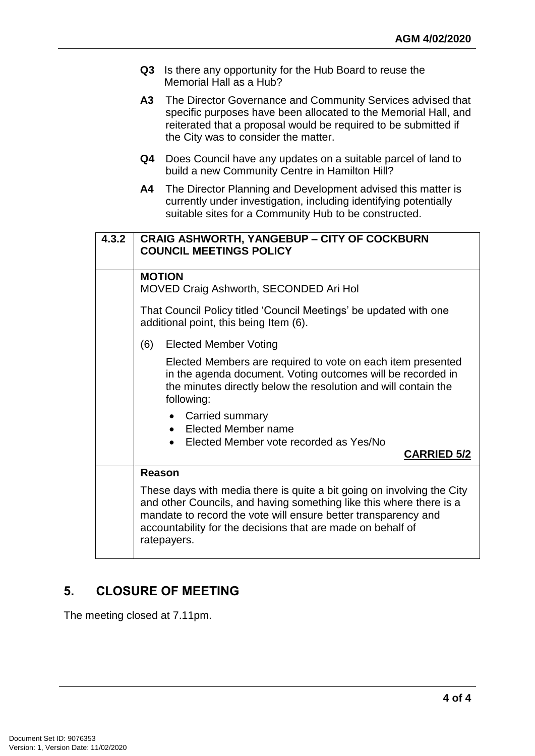**Q3** Is there any opportunity for the Hub Board to reuse the Memorial Hall as a Hub?

**A3** The Director Governance and Community Services advised that specific purposes have been allocated to the Memorial Hall, and reiterated that a proposal would be required to be submitted if the City was to consider the matter.

**Q4** Does Council have any updates on a suitable parcel of land to build a new Community Centre in Hamilton Hill?

**A4** The Director Planning and Development advised this matter is currently under investigation, including identifying potentially suitable sites for a Community Hub to be constructed.

| | |
|---|---|
| **4.3.2** | **CRAIG ASHWORTH, YANGEBUP – CITY OF COCKBURN COUNCIL MEETINGS POLICY** |
| | **MOTION**<br>MOVED Craig Ashworth, SECONDED Ari Hol<br><br>That Council Policy titled 'Council Meetings' be updated with one additional point, this being Item (6).<br><br>(6) Elected Member Voting<br><br>Elected Members are required to vote on each item presented in the agenda document. Voting outcomes will be recorded in the minutes directly below the resolution and will contain the following:<br><br>• Carried summary<br>• Elected Member name<br>• Elected Member vote recorded as Yes/No<br><br>**CARRIED 5/2** |
| | **Reason**<br><br>These days with media there is quite a bit going on involving the City and other Councils, and having something like this where there is a mandate to record the vote will ensure better transparency and accountability for the decisions that are made on behalf of ratepayers. |

## 5. CLOSURE OF MEETING

The meeting closed at 7.11pm.

Document Set ID: 9076353
Version: 1, Version Date: 11/02/2020